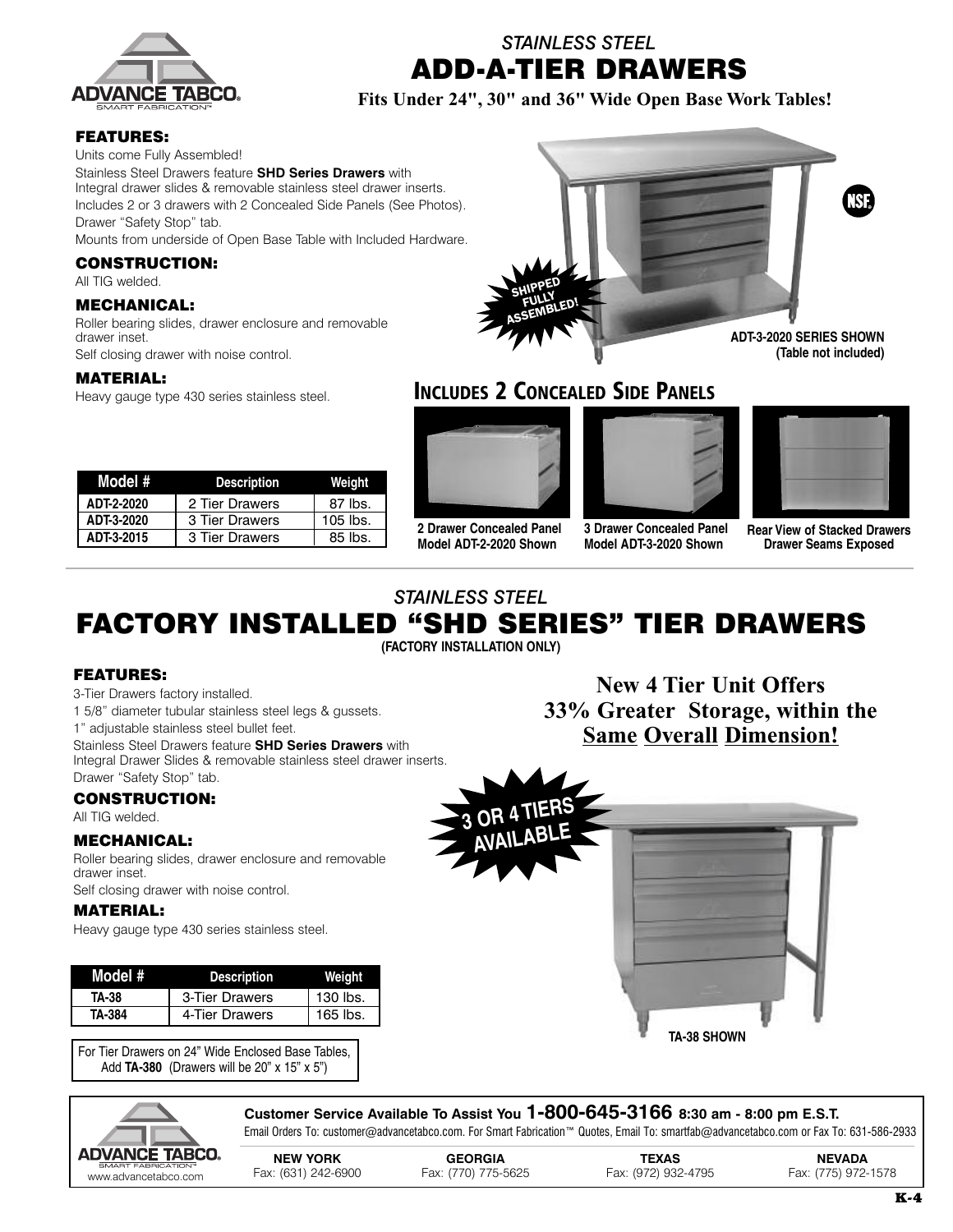# STAINLESS STEEL
# ADD-A-TIER DRAWERS

**Fits Under 24", 30" and 36" Wide Open Base Work Tables!**

### FEATURES:

Units come Fully Assembled!

Stainless Steel Drawers feature **SHD Series Drawers** with Integral drawer slides & removable stainless steel drawer inserts.

Includes 2 or 3 drawers with 2 Concealed Side Panels (See Photos).

Drawer "Safety Stop" tab.

Mounts from underside of Open Base Table with Included Hardware.

### CONSTRUCTION:

All TIG welded.

### MECHANICAL:

Roller bearing slides, drawer enclosure and removable drawer inset.

Self closing drawer with noise control.

### MATERIAL:

Heavy gauge type 430 series stainless steel.

SHIPPED FULLY ASSEMBLED!

ADT-3-2020 SERIES SHOWN (Table not included)

| Model # | Description | Weight |
| --- | --- | --- |
| ADT-2-2020 | 2 Tier Drawers | 87 lbs. |
| ADT-3-2020 | 3 Tier Drawers | 105 lbs. |
| ADT-3-2015 | 3 Tier Drawers | 85 lbs. |

## INCLUDES 2 CONCEALED SIDE PANELS

2 Drawer Concealed Panel Model ADT-2-2020 Shown

3 Drawer Concealed Panel Model ADT-3-2020 Shown

Rear View of Stacked Drawers Drawer Seams Exposed

# STAINLESS STEEL
# FACTORY INSTALLED "SHD SERIES" TIER DRAWERS

**(FACTORY INSTALLATION ONLY)**

### FEATURES:

3-Tier Drawers factory installed.

1 5/8" diameter tubular stainless steel legs & gussets.

1" adjustable stainless steel bullet feet.

Stainless Steel Drawers feature **SHD Series Drawers** with Integral Drawer Slides & removable stainless steel drawer inserts.

Drawer "Safety Stop" tab.

### CONSTRUCTION:

All TIG welded.

### MECHANICAL:

Roller bearing slides, drawer enclosure and removable drawer inset.

Self closing drawer with noise control.

### MATERIAL:

Heavy gauge type 430 series stainless steel.

**New 4 Tier Unit Offers 33% Greater Storage, within the Same Overall Dimension!**

3 OR 4 TIERS AVAILABLE

| Model # | Description | Weight |
| --- | --- | --- |
| TA-38 | 3-Tier Drawers | 130 lbs. |
| TA-384 | 4-Tier Drawers | 165 lbs. |

For Tier Drawers on 24" Wide Enclosed Base Tables, Add **TA-380** (Drawers will be 20" x 15" x 5")

TA-38 SHOWN

**Customer Service Available To Assist You 1-800-645-3166 8:30 am - 8:00 pm E.S.T.**

Email Orders To: customer@advancetabco.com. For Smart Fabrication™ Quotes, Email To: smartfab@advancetabco.com or Fax To: 631-586-2933

www.advancetabco.com

| NEW YORK | GEORGIA | TEXAS | NEVADA |
| --- | --- | --- | --- |
| Fax: (631) 242-6900 | Fax: (770) 775-5625 | Fax: (972) 932-4795 | Fax: (775) 972-1578 |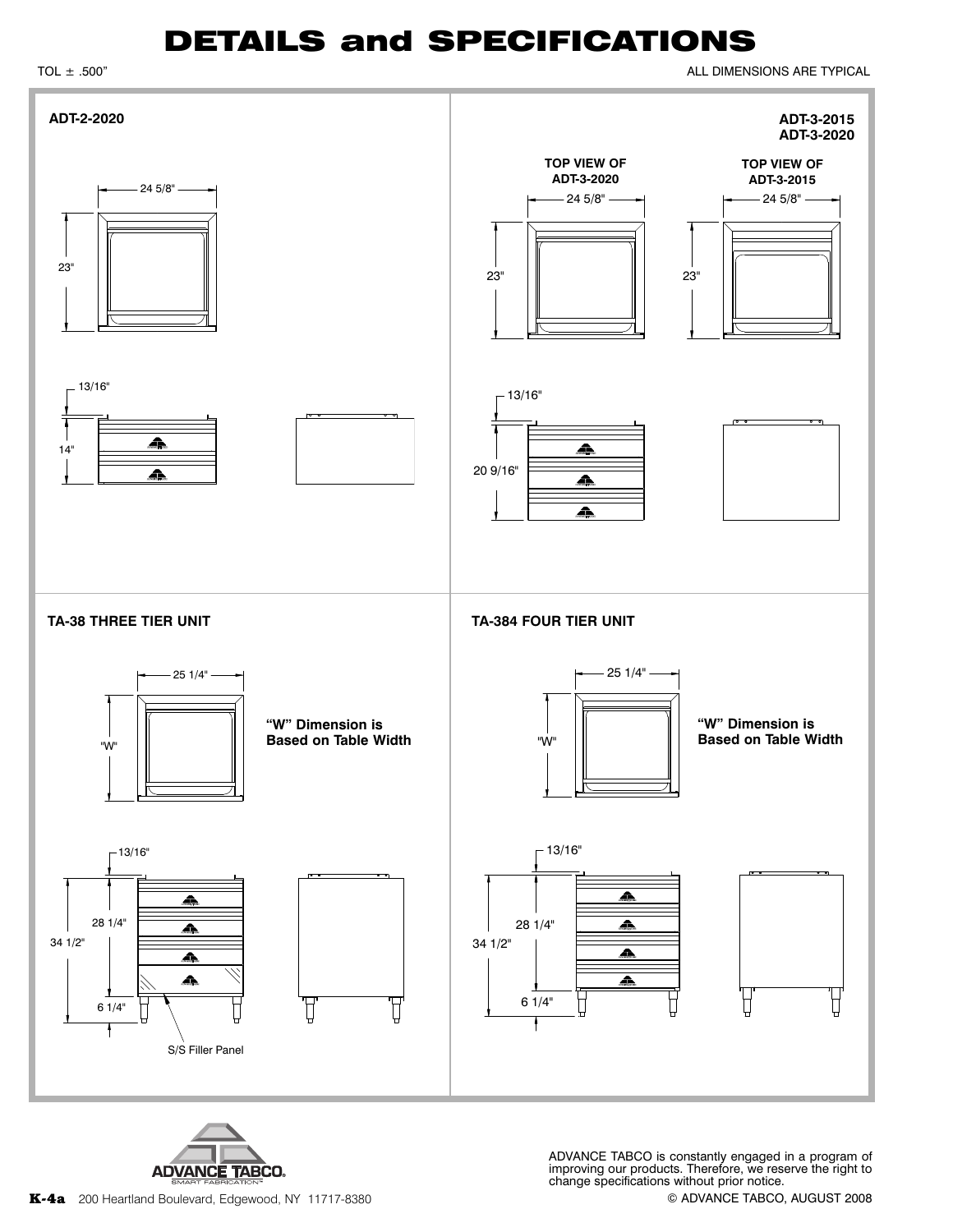# DETAILS and SPECIFICATIONS

TOL ± .500"

ALL DIMENSIONS ARE TYPICAL

## ADT-2-2020

24 5/8"

23"

13/16"

14"

## ADT-3-2015 ADT-3-2020

**TOP VIEW OF ADT-3-2020**

24 5/8"

23"

**TOP VIEW OF ADT-3-2015**

24 5/8"

23"

13/16"

20 9/16"

## TA-38 THREE TIER UNIT

25 1/4"

"W"

**"W" Dimension is Based on Table Width**

13/16"

28 1/4"

34 1/2"

6 1/4"

S/S Filler Panel

## TA-384 FOUR TIER UNIT

25 1/4"

"W"

**"W" Dimension is Based on Table Width**

13/16"

28 1/4"

34 1/2"

6 1/4"

ADVANCE TABCO SMART FABRICATION™

ADVANCE TABCO is constantly engaged in a program of improving our products. Therefore, we reserve the right to change specifications without prior notice.

K-4a 200 Heartland Boulevard, Edgewood, NY 11717-8380

© ADVANCE TABCO, AUGUST 2008